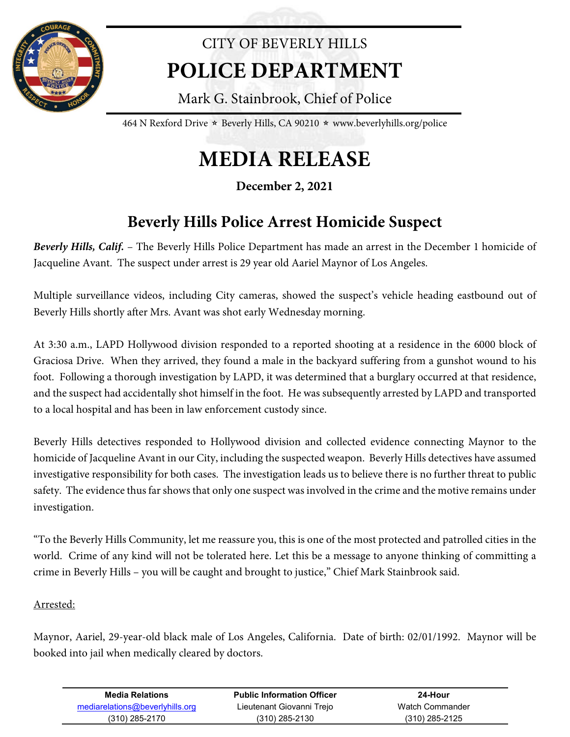CITY OF BEVERLY HILLS

# POLICE DEPARTMENT

Mark G. Stainbrook, Chief of Police

464 N Rexford Drive ⋆ Beverly Hills, CA 90210 ⋆ www.beverlyhills.org/police

# MEDIA RELEASE

**December 2, 2021**

## Beverly Hills Police Arrest Homicide Suspect

***Beverly Hills, Calif.*** – The Beverly Hills Police Department has made an arrest in the December 1 homicide of Jacqueline Avant. The suspect under arrest is 29 year old Aariel Maynor of Los Angeles.

Multiple surveillance videos, including City cameras, showed the suspect's vehicle heading eastbound out of Beverly Hills shortly after Mrs. Avant was shot early Wednesday morning.

At 3:30 a.m., LAPD Hollywood division responded to a reported shooting at a residence in the 6000 block of Graciosa Drive. When they arrived, they found a male in the backyard suffering from a gunshot wound to his foot. Following a thorough investigation by LAPD, it was determined that a burglary occurred at that residence, and the suspect had accidentally shot himself in the foot. He was subsequently arrested by LAPD and transported to a local hospital and has been in law enforcement custody since.

Beverly Hills detectives responded to Hollywood division and collected evidence connecting Maynor to the homicide of Jacqueline Avant in our City, including the suspected weapon. Beverly Hills detectives have assumed investigative responsibility for both cases. The investigation leads us to believe there is no further threat to public safety. The evidence thus far shows that only one suspect was involved in the crime and the motive remains under investigation.

"To the Beverly Hills Community, let me reassure you, this is one of the most protected and patrolled cities in the world. Crime of any kind will not be tolerated here. Let this be a message to anyone thinking of committing a crime in Beverly Hills – you will be caught and brought to justice," Chief Mark Stainbrook said.

Arrested:

Maynor, Aariel, 29-year-old black male of Los Angeles, California. Date of birth: 02/01/1992. Maynor will be booked into jail when medically cleared by doctors.

| Media Relations | Public Information Officer | 24-Hour |
|---|---|---|
| mediarelations@beverlyhills.org | Lieutenant Giovanni Trejo | Watch Commander |
| (310) 285-2170 | (310) 285-2130 | (310) 285-2125 |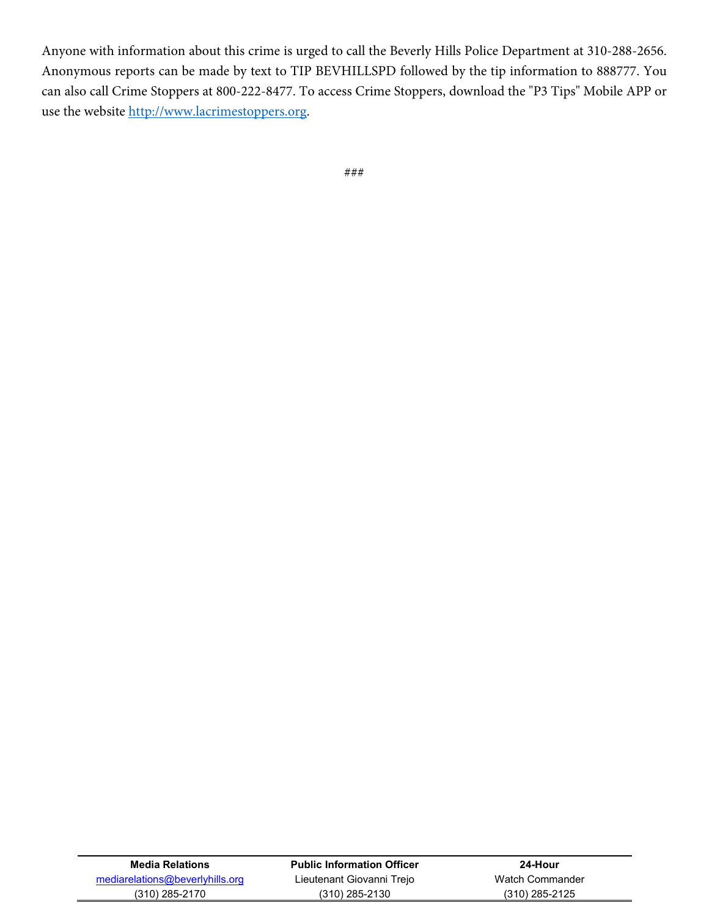Anyone with information about this crime is urged to call the Beverly Hills Police Department at 310-288-2656. Anonymous reports can be made by text to TIP BEVHILLSPD followed by the tip information to 888777. You can also call Crime Stoppers at 800-222-8477. To access Crime Stoppers, download the "P3 Tips" Mobile APP or use the website [http://www.lacrimestoppers.org](http://www.lacrimestoppers.org).

###